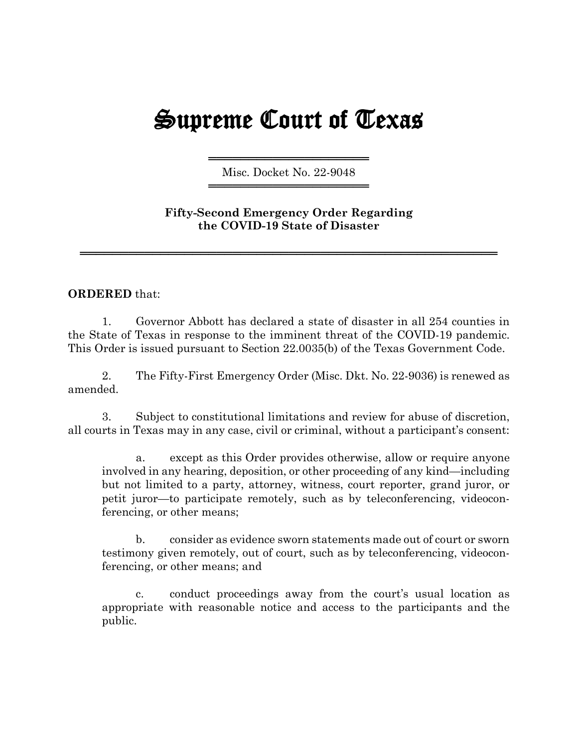# Supreme Court of Texas

Misc. Docket No. 22-9048

**Fifty-Second Emergency Order Regarding the COVID-19 State of Disaster**

**ORDERED** that:

1. Governor Abbott has declared a state of disaster in all 254 counties in the State of Texas in response to the imminent threat of the COVID-19 pandemic. This Order is issued pursuant to Section 22.0035(b) of the Texas Government Code.

2. The Fifty-First Emergency Order (Misc. Dkt. No. 22-9036) is renewed as amended.

3. Subject to constitutional limitations and review for abuse of discretion, all courts in Texas may in any case, civil or criminal, without a participant's consent:

   a. except as this Order provides otherwise, allow or require anyone involved in any hearing, deposition, or other proceeding of any kind—including but not limited to a party, attorney, witness, court reporter, grand juror, or petit juror—to participate remotely, such as by teleconferencing, videoconferencing, or other means;

   b. consider as evidence sworn statements made out of court or sworn testimony given remotely, out of court, such as by teleconferencing, videoconferencing, or other means; and

   c. conduct proceedings away from the court's usual location as appropriate with reasonable notice and access to the participants and the public.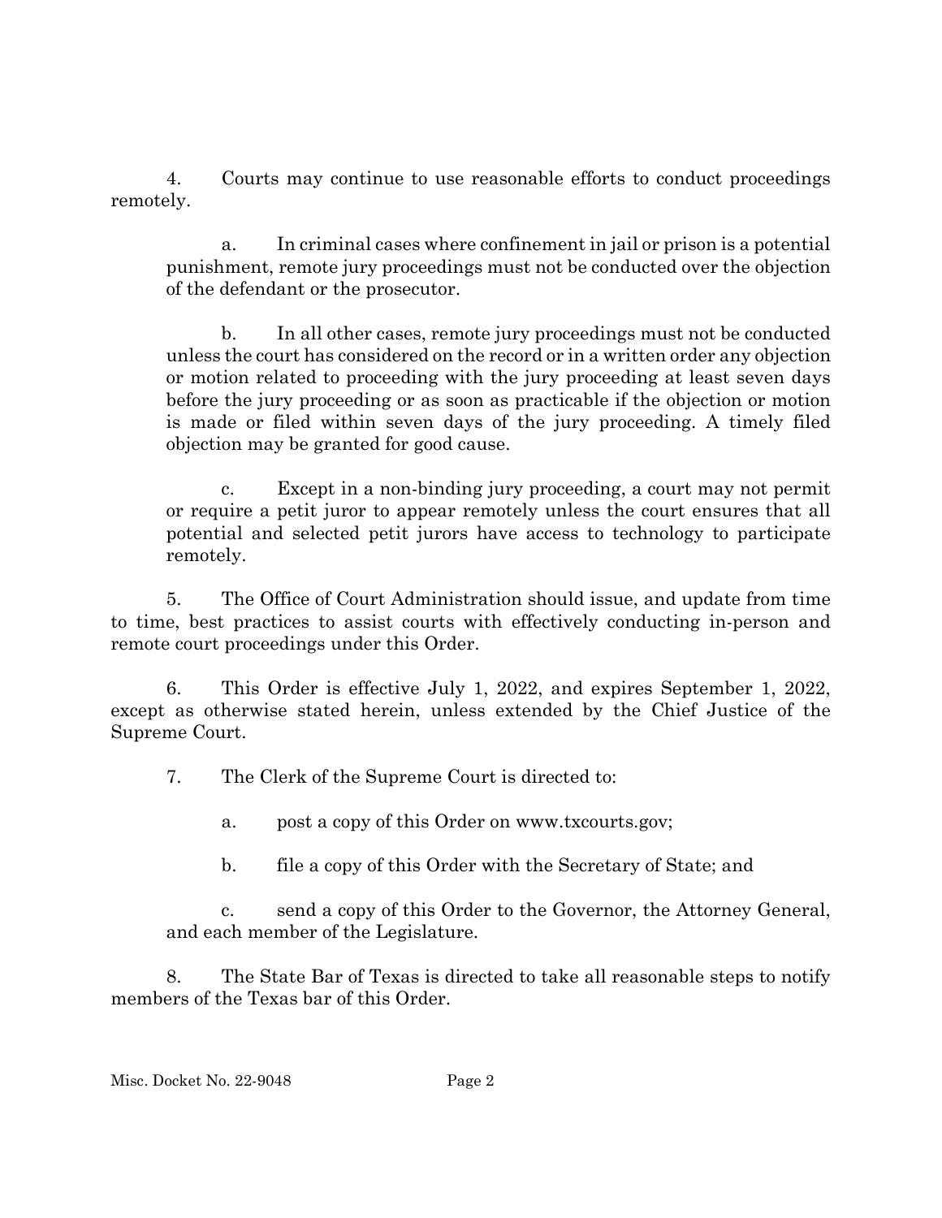4. Courts may continue to use reasonable efforts to conduct proceedings remotely.

   a. In criminal cases where confinement in jail or prison is a potential punishment, remote jury proceedings must not be conducted over the objection of the defendant or the prosecutor.

   b. In all other cases, remote jury proceedings must not be conducted unless the court has considered on the record or in a written order any objection or motion related to proceeding with the jury proceeding at least seven days before the jury proceeding or as soon as practicable if the objection or motion is made or filed within seven days of the jury proceeding. A timely filed objection may be granted for good cause.

   c. Except in a non-binding jury proceeding, a court may not permit or require a petit juror to appear remotely unless the court ensures that all potential and selected petit jurors have access to technology to participate remotely.

5. The Office of Court Administration should issue, and update from time to time, best practices to assist courts with effectively conducting in-person and remote court proceedings under this Order.

6. This Order is effective July 1, 2022, and expires September 1, 2022, except as otherwise stated herein, unless extended by the Chief Justice of the Supreme Court.

7. The Clerk of the Supreme Court is directed to:

   a. post a copy of this Order on www.txcourts.gov;

   b. file a copy of this Order with the Secretary of State; and

   c. send a copy of this Order to the Governor, the Attorney General, and each member of the Legislature.

8. The State Bar of Texas is directed to take all reasonable steps to notify members of the Texas bar of this Order.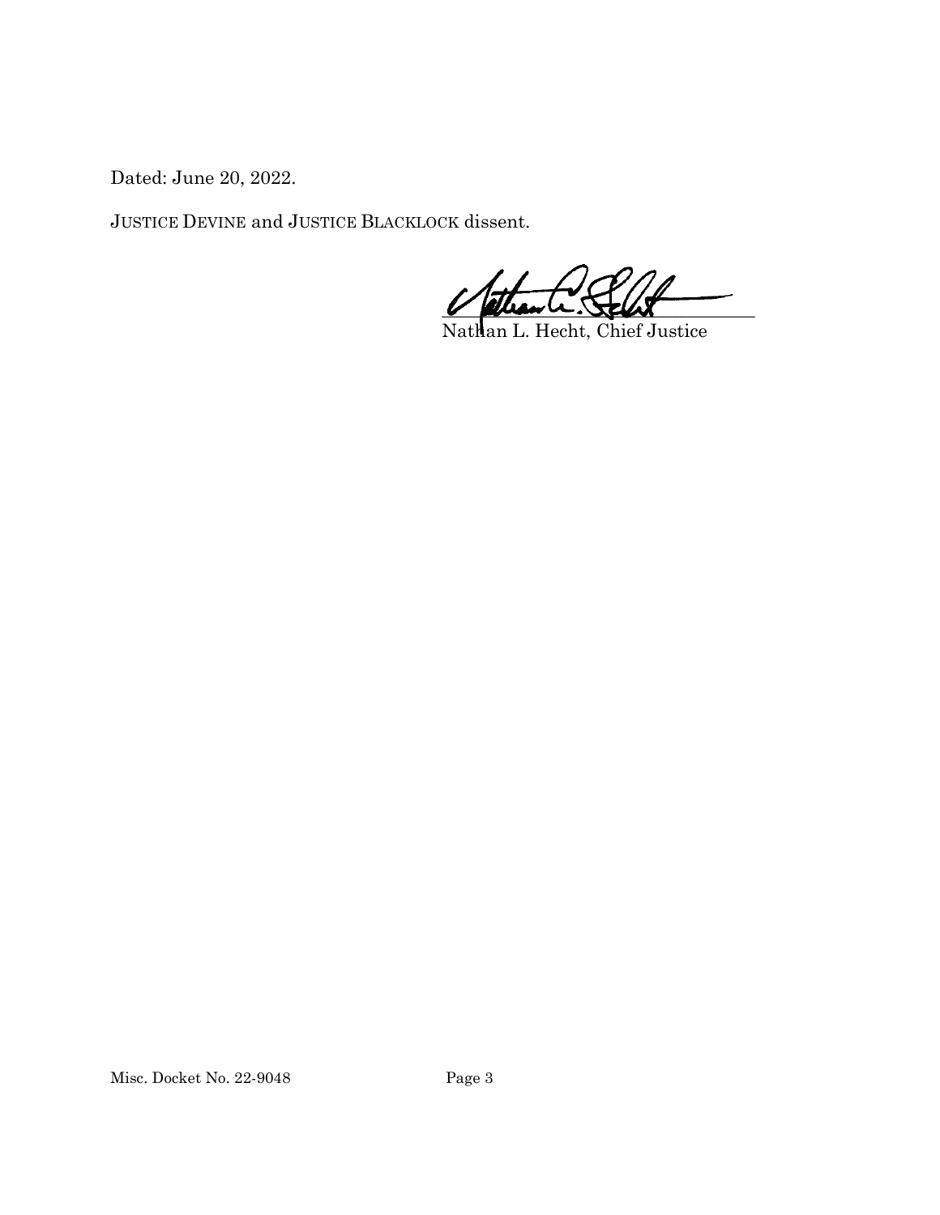Dated: June 20, 2022.

JUSTICE DEVINE and JUSTICE BLACKLOCK dissent.

Nathan L. Hecht, Chief Justice